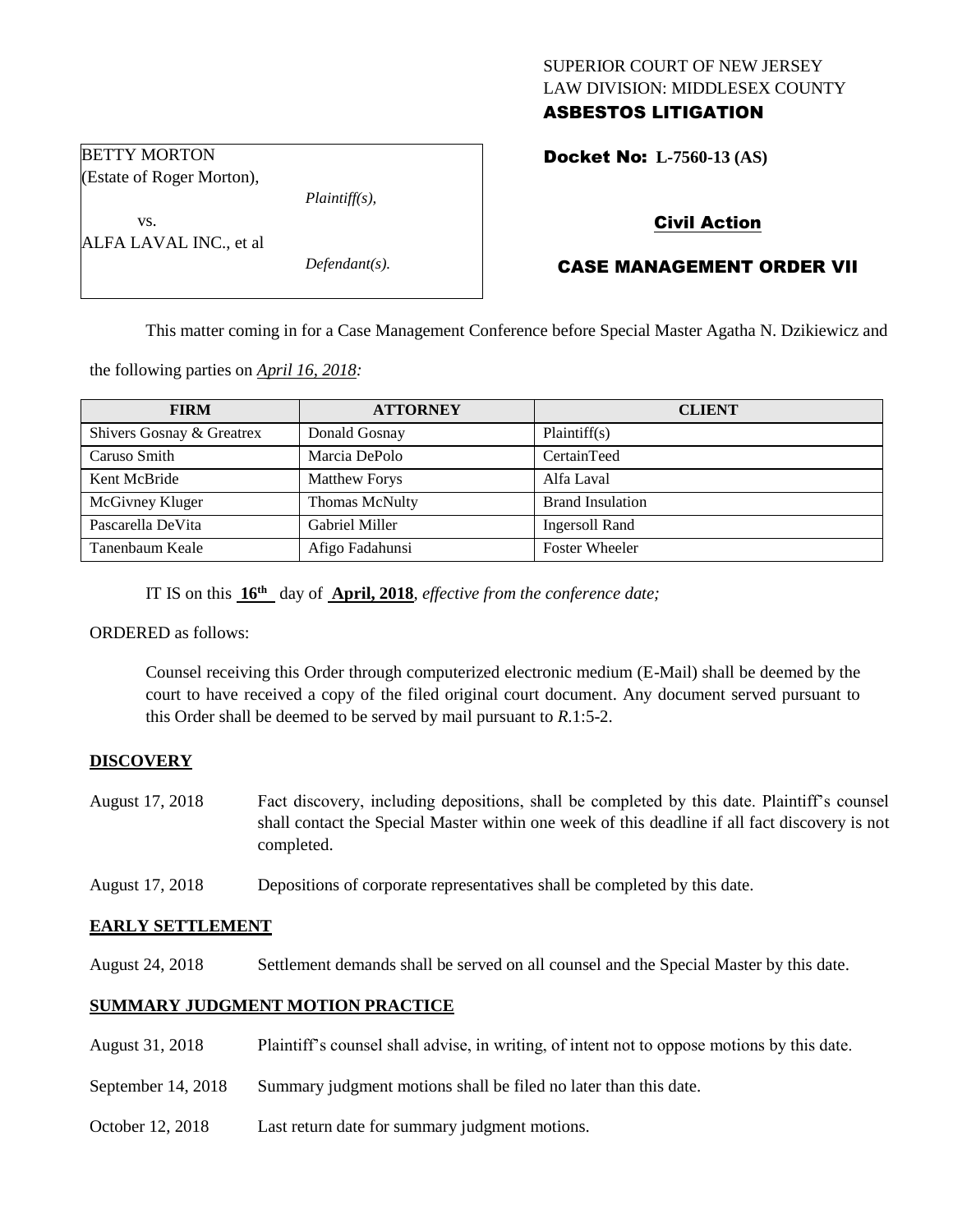SUPERIOR COURT OF NEW JERSEY
LAW DIVISION: MIDDLESEX COUNTY
**ASBESTOS LITIGATION**

BETTY MORTON
(Estate of Roger Morton),
*Plaintiff(s),*
vs.
ALFA LAVAL INC., et al
*Defendant(s).*

**Docket No: L-7560-13 (AS)**

## Civil Action

## CASE MANAGEMENT ORDER VII

This matter coming in for a Case Management Conference before Special Master Agatha N. Dzikiewicz and the following parties on *April 16, 2018:*

| FIRM | ATTORNEY | CLIENT |
|---|---|---|
| Shivers Gosnay & Greatrex | Donald Gosnay | Plaintiff(s) |
| Caruso Smith | Marcia DePolo | CertainTeed |
| Kent McBride | Matthew Forys | Alfa Laval |
| McGivney Kluger | Thomas McNulty | Brand Insulation |
| Pascarella DeVita | Gabriel Miller | Ingersoll Rand |
| Tanenbaum Keale | Afigo Fadahunsi | Foster Wheeler |

IT IS on this **16th** day of **April, 2018**, *effective from the conference date;*

ORDERED as follows:

Counsel receiving this Order through computerized electronic medium (E-Mail) shall be deemed by the court to have received a copy of the filed original court document. Any document served pursuant to this Order shall be deemed to be served by mail pursuant to *R*.1:5-2.

**DISCOVERY**

August 17, 2018 Fact discovery, including depositions, shall be completed by this date. Plaintiff's counsel shall contact the Special Master within one week of this deadline if all fact discovery is not completed.

August 17, 2018 Depositions of corporate representatives shall be completed by this date.

**EARLY SETTLEMENT**

August 24, 2018 Settlement demands shall be served on all counsel and the Special Master by this date.

**SUMMARY JUDGMENT MOTION PRACTICE**

August 31, 2018 Plaintiff's counsel shall advise, in writing, of intent not to oppose motions by this date.

September 14, 2018 Summary judgment motions shall be filed no later than this date.

October 12, 2018 Last return date for summary judgment motions.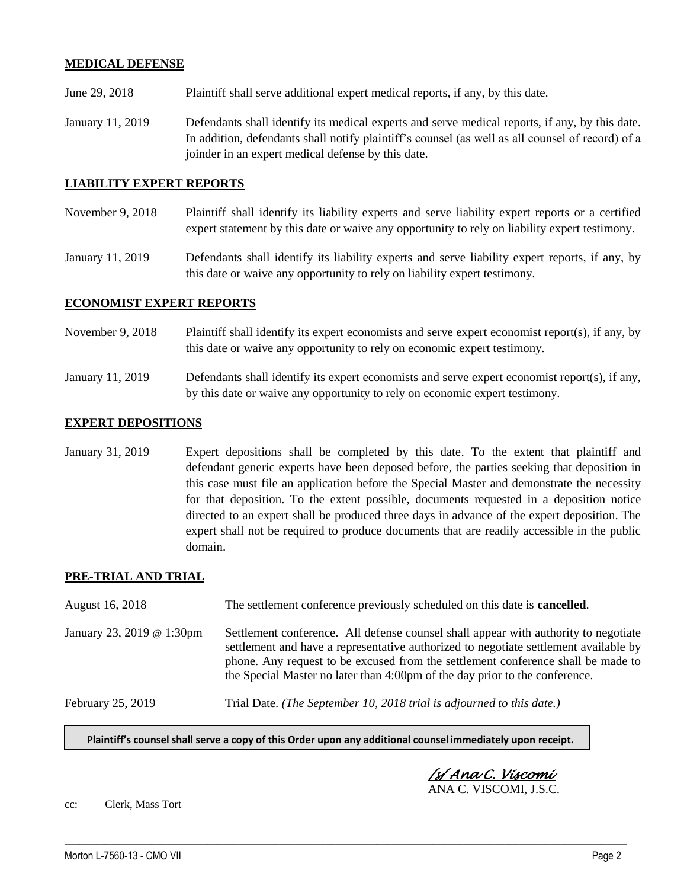**MEDICAL DEFENSE**

| | |
|---|---|
| June 29, 2018 | Plaintiff shall serve additional expert medical reports, if any, by this date. |
| January 11, 2019 | Defendants shall identify its medical experts and serve medical reports, if any, by this date. In addition, defendants shall notify plaintiff's counsel (as well as all counsel of record) of a joinder in an expert medical defense by this date. |

**LIABILITY EXPERT REPORTS**

| | |
|---|---|
| November 9, 2018 | Plaintiff shall identify its liability experts and serve liability expert reports or a certified expert statement by this date or waive any opportunity to rely on liability expert testimony. |
| January 11, 2019 | Defendants shall identify its liability experts and serve liability expert reports, if any, by this date or waive any opportunity to rely on liability expert testimony. |

**ECONOMIST EXPERT REPORTS**

| | |
|---|---|
| November 9, 2018 | Plaintiff shall identify its expert economists and serve expert economist report(s), if any, by this date or waive any opportunity to rely on economic expert testimony. |
| January 11, 2019 | Defendants shall identify its expert economists and serve expert economist report(s), if any, by this date or waive any opportunity to rely on economic expert testimony. |

**EXPERT DEPOSITIONS**

| | |
|---|---|
| January 31, 2019 | Expert depositions shall be completed by this date. To the extent that plaintiff and defendant generic experts have been deposed before, the parties seeking that deposition in this case must file an application before the Special Master and demonstrate the necessity for that deposition. To the extent possible, documents requested in a deposition notice directed to an expert shall be produced three days in advance of the expert deposition. The expert shall not be required to produce documents that are readily accessible in the public domain. |

**PRE-TRIAL AND TRIAL**

| | |
|---|---|
| August 16, 2018 | The settlement conference previously scheduled on this date is **cancelled**. |
| January 23, 2019 @ 1:30pm | Settlement conference. All defense counsel shall appear with authority to negotiate settlement and have a representative authorized to negotiate settlement available by phone. Any request to be excused from the settlement conference shall be made to the Special Master no later than 4:00pm of the day prior to the conference. |
| February 25, 2019 | Trial Date. *(The September 10, 2018 trial is adjourned to this date.)* |

**Plaintiff's counsel shall serve a copy of this Order upon any additional counsel immediately upon receipt.**

*/s/ Ana C. Viscomi*
ANA C. VISCOMI, J.S.C.

cc: Clerk, Mass Tort

Morton L-7560-13 - CMO VII